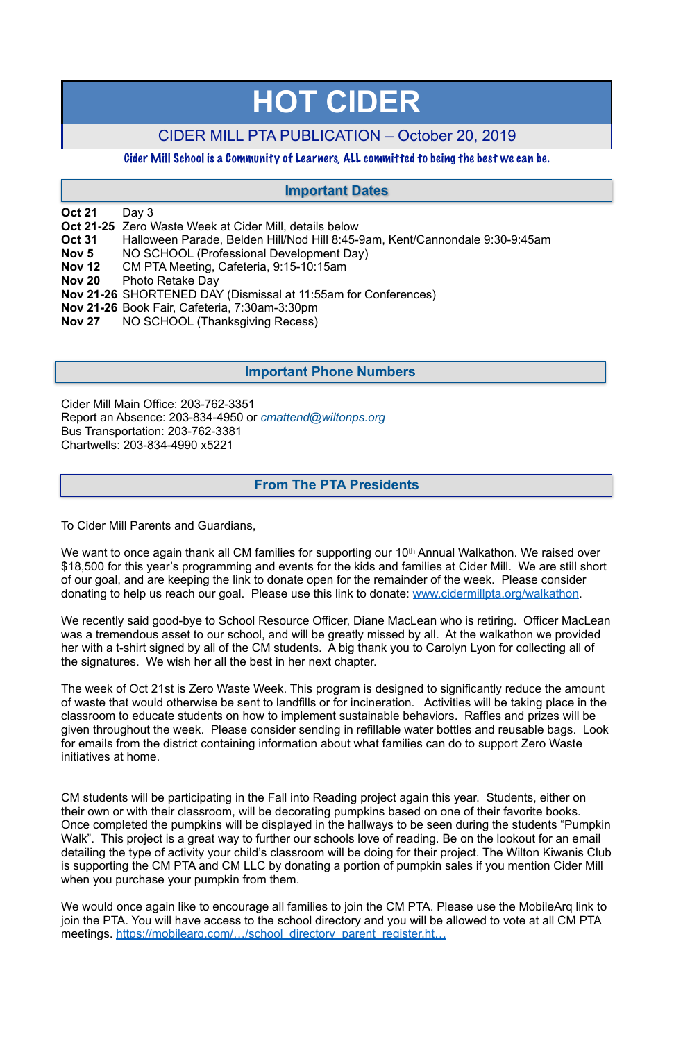# HOT CIDER

## CIDER MILL PTA PUBLICATION – October 20, 2019

Cider Mill School is a Community of Learners, ALL committed to being the best we can be.

## Important Dates

| | |
|---|---|
| **Oct 21** | Day 3 |
| **Oct 21-25** | Zero Waste Week at Cider Mill, details below |
| **Oct 31** | Halloween Parade, Belden Hill/Nod Hill 8:45-9am, Kent/Cannondale 9:30-9:45am |
| **Nov 5** | NO SCHOOL (Professional Development Day) |
| **Nov 12** | CM PTA Meeting, Cafeteria, 9:15-10:15am |
| **Nov 20** | Photo Retake Day |
| **Nov 21-26** | SHORTENED DAY (Dismissal at 11:55am for Conferences) |
| **Nov 21-26** | Book Fair, Cafeteria, 7:30am-3:30pm |
| **Nov 27** | NO SCHOOL (Thanksgiving Recess) |

## Important Phone Numbers

Cider Mill Main Office: 203-762-3351
Report an Absence: 203-834-4950 or *cmattend@wiltonps.org*
Bus Transportation: 203-762-3381
Chartwells: 203-834-4990 x5221

## From The PTA Presidents

To Cider Mill Parents and Guardians,

We want to once again thank all CM families for supporting our 10th Annual Walkathon. We raised over $18,500 for this year's programming and events for the kids and families at Cider Mill. We are still short of our goal, and are keeping the link to donate open for the remainder of the week. Please consider donating to help us reach our goal. Please use this link to donate: www.cidermillpta.org/walkathon.

We recently said good-bye to School Resource Officer, Diane MacLean who is retiring. Officer MacLean was a tremendous asset to our school, and will be greatly missed by all. At the walkathon we provided her with a t-shirt signed by all of the CM students. A big thank you to Carolyn Lyon for collecting all of the signatures. We wish her all the best in her next chapter.

The week of Oct 21st is Zero Waste Week. This program is designed to significantly reduce the amount of waste that would otherwise be sent to landfills or for incineration. Activities will be taking place in the classroom to educate students on how to implement sustainable behaviors. Raffles and prizes will be given throughout the week. Please consider sending in refillable water bottles and reusable bags. Look for emails from the district containing information about what families can do to support Zero Waste initiatives at home.

CM students will be participating in the Fall into Reading project again this year. Students, either on their own or with their classroom, will be decorating pumpkins based on one of their favorite books. Once completed the pumpkins will be displayed in the hallways to be seen during the students "Pumpkin Walk". This project is a great way to further our schools love of reading. Be on the lookout for an email detailing the type of activity your child's classroom will be doing for their project. The Wilton Kiwanis Club is supporting the CM PTA and CM LLC by donating a portion of pumpkin sales if you mention Cider Mill when you purchase your pumpkin from them.

We would once again like to encourage all families to join the CM PTA. Please use the MobileArq link to join the PTA. You will have access to the school directory and you will be allowed to vote at all CM PTA meetings. https://mobilearq.com/…/school_directory_parent_register.ht…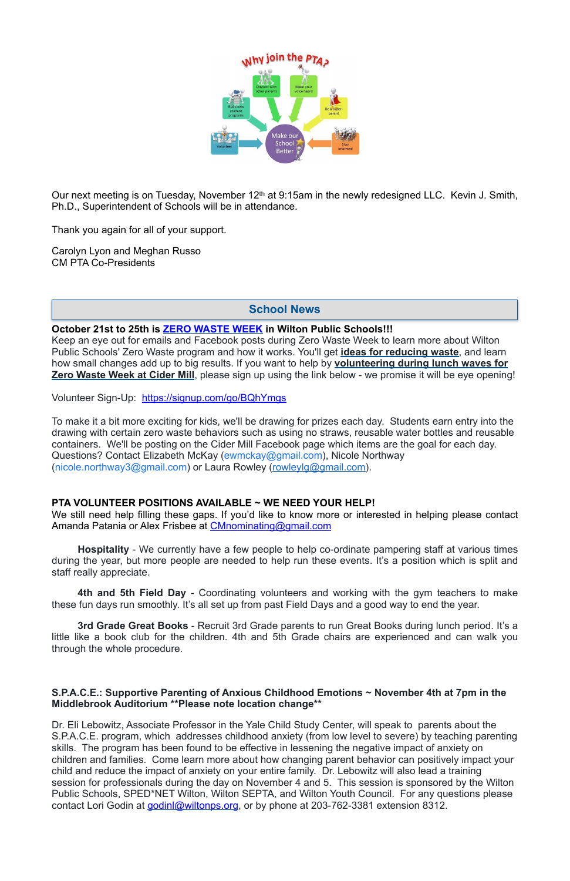Our next meeting is on Tuesday, November 12th at 9:15am in the newly redesigned LLC. Kevin J. Smith, Ph.D., Superintendent of Schools will be in attendance.

Thank you again for all of your support.

Carolyn Lyon and Meghan Russo
CM PTA Co-Presidents

## School News

**October 21st to 25th is ZERO WASTE WEEK in Wilton Public Schools!!!**
Keep an eye out for emails and Facebook posts during Zero Waste Week to learn more about Wilton Public Schools' Zero Waste program and how it works. You'll get **ideas for reducing waste**, and learn how small changes add up to big results. If you want to help by **volunteering during lunch waves for Zero Waste Week at Cider Mill**, please sign up using the link below - we promise it will be eye opening!

Volunteer Sign-Up: https://signup.com/go/BQhYmgs

To make it a bit more exciting for kids, we'll be drawing for prizes each day. Students earn entry into the drawing with certain zero waste behaviors such as using no straws, reusable water bottles and reusable containers. We'll be posting on the Cider Mill Facebook page which items are the goal for each day. Questions? Contact Elizabeth McKay (ewmckay@gmail.com), Nicole Northway (nicole.northway3@gmail.com) or Laura Rowley (rowleylg@gmail.com).

**PTA VOLUNTEER POSITIONS AVAILABLE ~ WE NEED YOUR HELP!**
We still need help filling these gaps. If you'd like to know more or interested in helping please contact Amanda Patania or Alex Frisbee at CMnominating@gmail.com

**Hospitality** - We currently have a few people to help co-ordinate pampering staff at various times during the year, but more people are needed to help run these events. It's a position which is split and staff really appreciate.

**4th and 5th Field Day** - Coordinating volunteers and working with the gym teachers to make these fun days run smoothly. It's all set up from past Field Days and a good way to end the year.

**3rd Grade Great Books** - Recruit 3rd Grade parents to run Great Books during lunch period. It's a little like a book club for the children. 4th and 5th Grade chairs are experienced and can walk you through the whole procedure.

**S.P.A.C.E.: Supportive Parenting of Anxious Childhood Emotions ~ November 4th at 7pm in the Middlebrook Auditorium \*\*Please note location change\*\***

Dr. Eli Lebowitz, Associate Professor in the Yale Child Study Center, will speak to parents about the S.P.A.C.E. program, which addresses childhood anxiety (from low level to severe) by teaching parenting skills. The program has been found to be effective in lessening the negative impact of anxiety on children and families. Come learn more about how changing parent behavior can positively impact your child and reduce the impact of anxiety on your entire family. Dr. Lebowitz will also lead a training session for professionals during the day on November 4 and 5. This session is sponsored by the Wilton Public Schools, SPED*NET Wilton, Wilton SEPTA, and Wilton Youth Council. For any questions please contact Lori Godin at godinl@wiltonps.org, or by phone at 203-762-3381 extension 8312.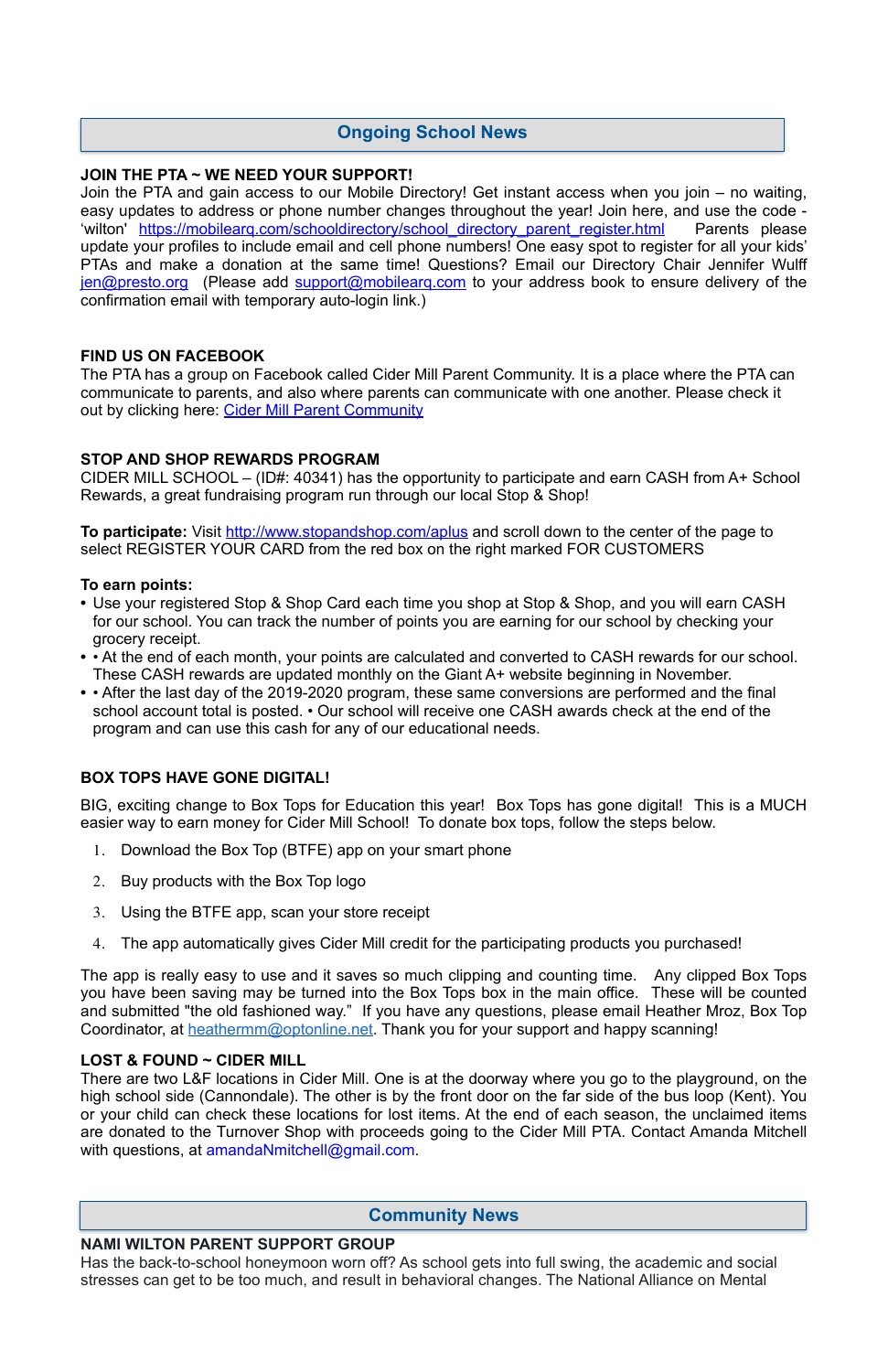## Ongoing School News

**JOIN THE PTA ~ WE NEED YOUR SUPPORT!**
Join the PTA and gain access to our Mobile Directory! Get instant access when you join – no waiting, easy updates to address or phone number changes throughout the year! Join here, and use the code - 'wilton' https://mobilearq.com/schooldirectory/school_directory_parent_register.html Parents please update your profiles to include email and cell phone numbers! One easy spot to register for all your kids' PTAs and make a donation at the same time! Questions? Email our Directory Chair Jennifer Wulff jen@presto.org (Please add support@mobilearq.com to your address book to ensure delivery of the confirmation email with temporary auto-login link.)

**FIND US ON FACEBOOK**
The PTA has a group on Facebook called Cider Mill Parent Community. It is a place where the PTA can communicate to parents, and also where parents can communicate with one another. Please check it out by clicking here: Cider Mill Parent Community

**STOP AND SHOP REWARDS PROGRAM**
CIDER MILL SCHOOL – (ID#: 40341) has the opportunity to participate and earn CASH from A+ School Rewards, a great fundraising program run through our local Stop & Shop!

**To participate:** Visit http://www.stopandshop.com/aplus and scroll down to the center of the page to select REGISTER YOUR CARD from the red box on the right marked FOR CUSTOMERS

**To earn points:**

- Use your registered Stop & Shop Card each time you shop at Stop & Shop, and you will earn CASH for our school. You can track the number of points you are earning for our school by checking your grocery receipt.
- • At the end of each month, your points are calculated and converted to CASH rewards for our school. These CASH rewards are updated monthly on the Giant A+ website beginning in November.
- • After the last day of the 2019-2020 program, these same conversions are performed and the final school account total is posted. • Our school will receive one CASH awards check at the end of the program and can use this cash for any of our educational needs.

**BOX TOPS HAVE GONE DIGITAL!**

BIG, exciting change to Box Tops for Education this year! Box Tops has gone digital! This is a MUCH easier way to earn money for Cider Mill School! To donate box tops, follow the steps below.

1. Download the Box Top (BTFE) app on your smart phone
2. Buy products with the Box Top logo
3. Using the BTFE app, scan your store receipt
4. The app automatically gives Cider Mill credit for the participating products you purchased!

The app is really easy to use and it saves so much clipping and counting time. Any clipped Box Tops you have been saving may be turned into the Box Tops box in the main office. These will be counted and submitted "the old fashioned way." If you have any questions, please email Heather Mroz, Box Top Coordinator, at heathermm@optonline.net. Thank you for your support and happy scanning!

**LOST & FOUND ~ CIDER MILL**
There are two L&F locations in Cider Mill. One is at the doorway where you go to the playground, on the high school side (Cannondale). The other is by the front door on the far side of the bus loop (Kent). You or your child can check these locations for lost items. At the end of each season, the unclaimed items are donated to the Turnover Shop with proceeds going to the Cider Mill PTA. Contact Amanda Mitchell with questions, at amandaNmitchell@gmail.com.

## Community News

**NAMI WILTON PARENT SUPPORT GROUP**
Has the back-to-school honeymoon worn off? As school gets into full swing, the academic and social stresses can get to be too much, and result in behavioral changes. The National Alliance on Mental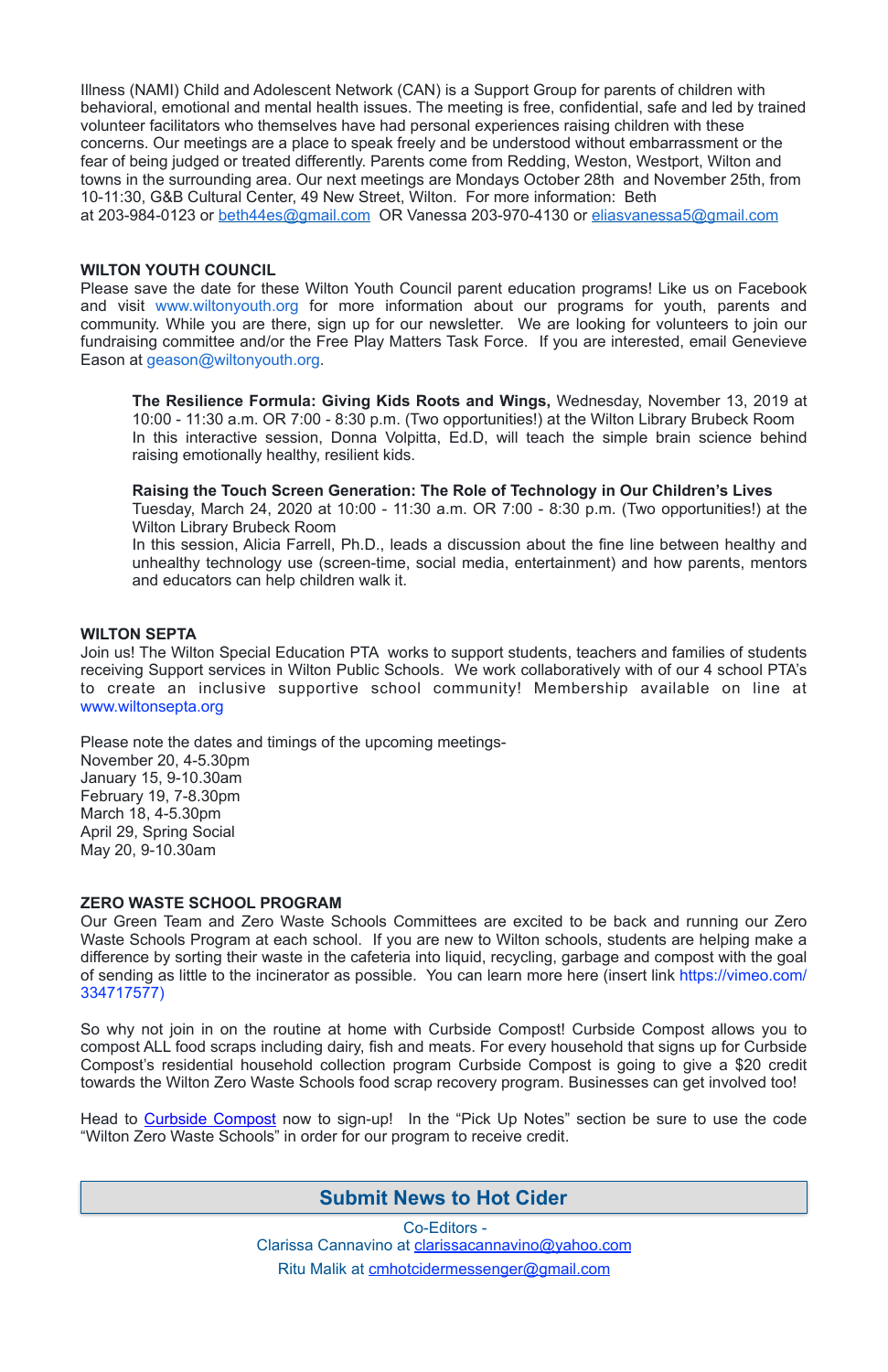Illness (NAMI) Child and Adolescent Network (CAN) is a Support Group for parents of children with behavioral, emotional and mental health issues. The meeting is free, confidential, safe and led by trained volunteer facilitators who themselves have had personal experiences raising children with these concerns. Our meetings are a place to speak freely and be understood without embarrassment or the fear of being judged or treated differently. Parents come from Redding, Weston, Westport, Wilton and towns in the surrounding area. Our next meetings are Mondays October 28th and November 25th, from 10-11:30, G&B Cultural Center, 49 New Street, Wilton. For more information: Beth at 203-984-0123 or beth44es@gmail.com OR Vanessa 203-970-4130 or eliasvanessa5@gmail.com

**WILTON YOUTH COUNCIL**

Please save the date for these Wilton Youth Council parent education programs! Like us on Facebook and visit www.wiltonyouth.org for more information about our programs for youth, parents and community. While you are there, sign up for our newsletter. We are looking for volunteers to join our fundraising committee and/or the Free Play Matters Task Force. If you are interested, email Genevieve Eason at geason@wiltonyouth.org.

> **The Resilience Formula: Giving Kids Roots and Wings,** Wednesday, November 13, 2019 at 10:00 - 11:30 a.m. OR 7:00 - 8:30 p.m. (Two opportunities!) at the Wilton Library Brubeck Room
> In this interactive session, Donna Volpitta, Ed.D, will teach the simple brain science behind raising emotionally healthy, resilient kids.
>
> **Raising the Touch Screen Generation: The Role of Technology in Our Children's Lives**
> Tuesday, March 24, 2020 at 10:00 - 11:30 a.m. OR 7:00 - 8:30 p.m. (Two opportunities!) at the Wilton Library Brubeck Room
> In this session, Alicia Farrell, Ph.D., leads a discussion about the fine line between healthy and unhealthy technology use (screen-time, social media, entertainment) and how parents, mentors and educators can help children walk it.

**WILTON SEPTA**

Join us! The Wilton Special Education PTA works to support students, teachers and families of students receiving Support services in Wilton Public Schools. We work collaboratively with of our 4 school PTA's to create an inclusive supportive school community! Membership available on line at www.wiltonsepta.org

Please note the dates and timings of the upcoming meetings-
November 20, 4-5.30pm
January 15, 9-10.30am
February 19, 7-8.30pm
March 18, 4-5.30pm
April 29, Spring Social
May 20, 9-10.30am

**ZERO WASTE SCHOOL PROGRAM**

Our Green Team and Zero Waste Schools Committees are excited to be back and running our Zero Waste Schools Program at each school. If you are new to Wilton schools, students are helping make a difference by sorting their waste in the cafeteria into liquid, recycling, garbage and compost with the goal of sending as little to the incinerator as possible. You can learn more here (insert link https://vimeo.com/334717577)

So why not join in on the routine at home with Curbside Compost! Curbside Compost allows you to compost ALL food scraps including dairy, fish and meats. For every household that signs up for Curbside Compost's residential household collection program Curbside Compost is going to give a $20 credit towards the Wilton Zero Waste Schools food scrap recovery program. Businesses can get involved too!

Head to Curbside Compost now to sign-up! In the "Pick Up Notes" section be sure to use the code "Wilton Zero Waste Schools" in order for our program to receive credit.

**Submit News to Hot Cider**

Co-Editors -
Clarissa Cannavino at clarissacannavino@yahoo.com
Ritu Malik at cmhotcidermessenger@gmail.com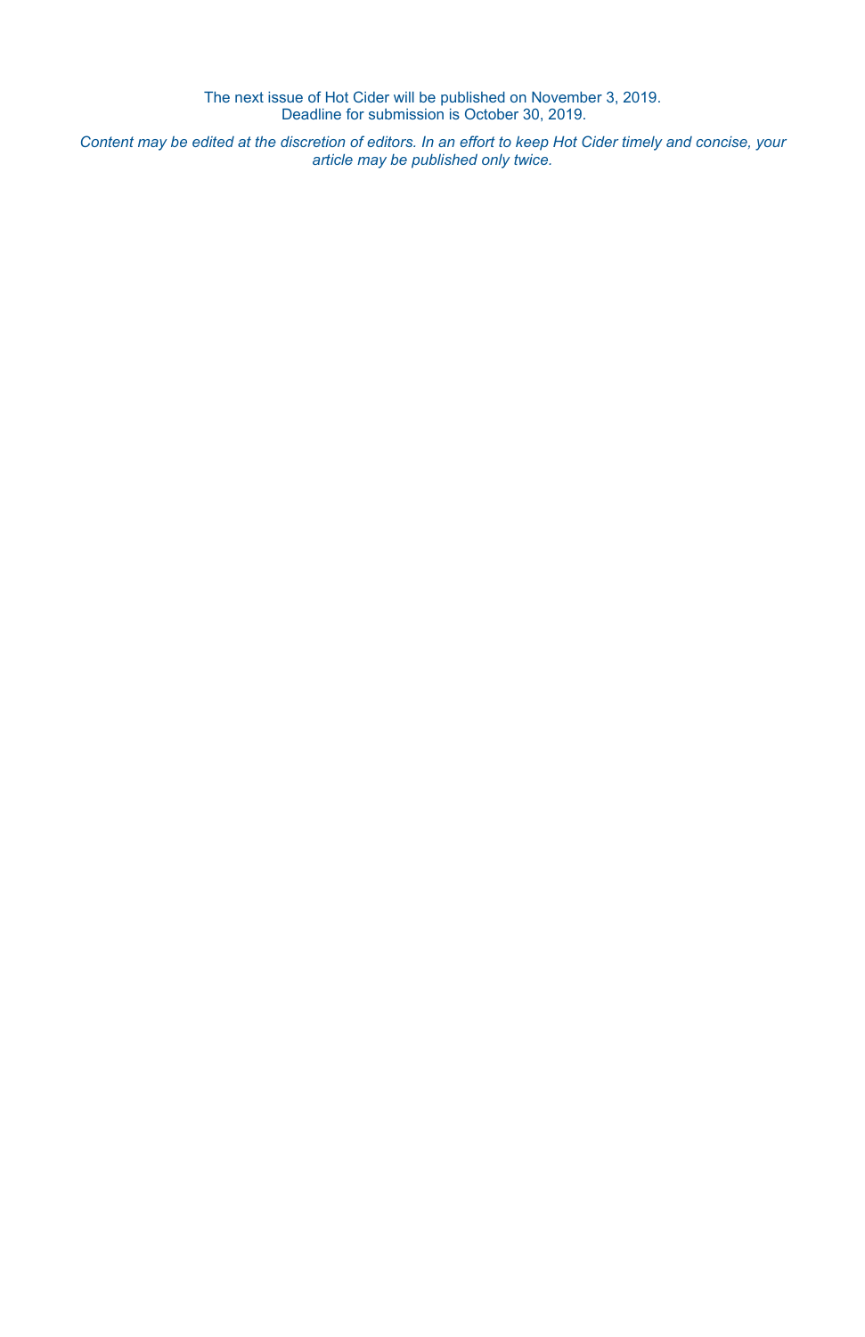The next issue of Hot Cider will be published on November 3, 2019.
Deadline for submission is October 30, 2019.

*Content may be edited at the discretion of editors. In an effort to keep Hot Cider timely and concise, your article may be published only twice.*